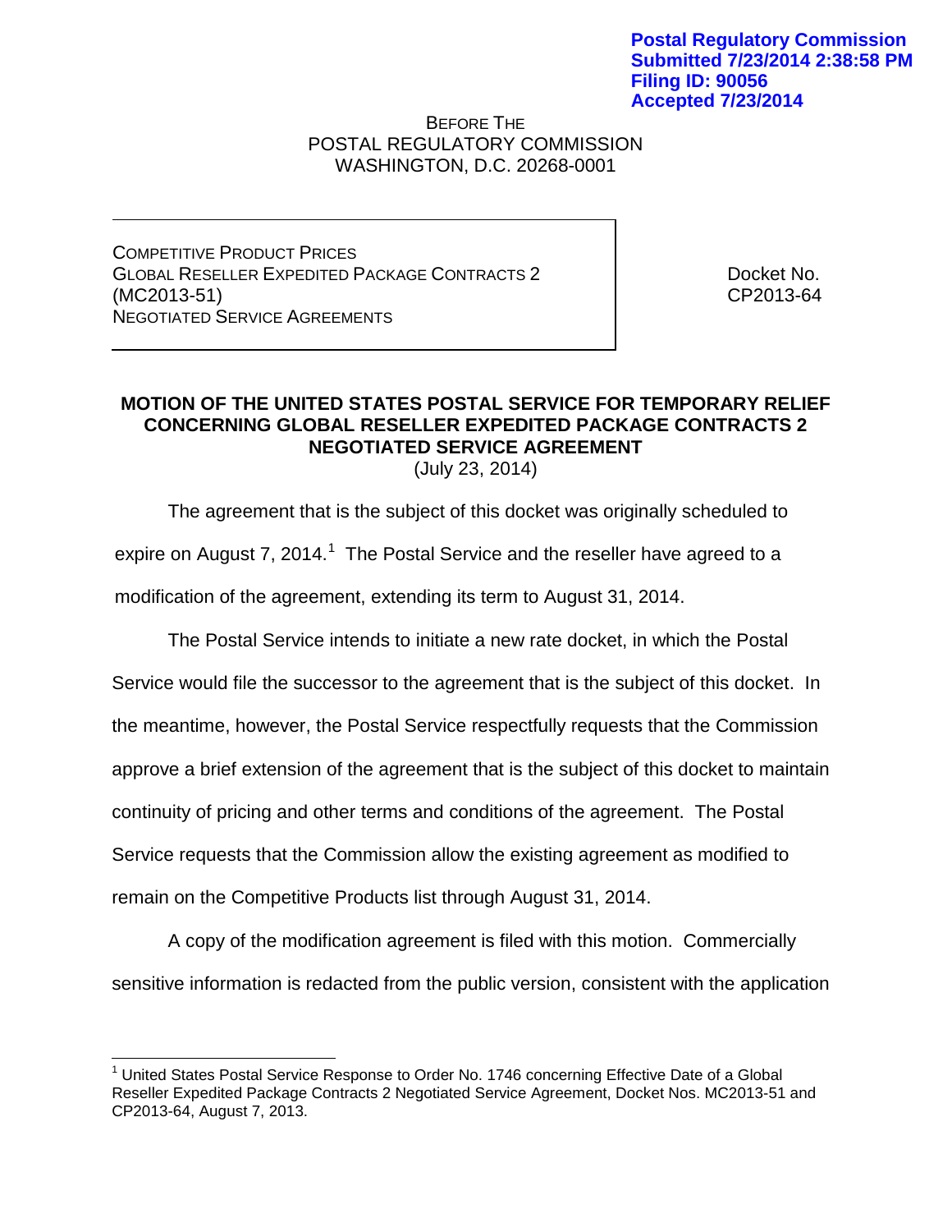Postal Regulatory Commission
Submitted 7/23/2014 2:38:58 PM
Filing ID: 90056
Accepted 7/23/2014

BEFORE THE
POSTAL REGULATORY COMMISSION
WASHINGTON, D.C. 20268-0001

| | |
|---|---|
| COMPETITIVE PRODUCT PRICES<br>GLOBAL RESELLER EXPEDITED PACKAGE CONTRACTS 2<br>(MC2013-51)<br>NEGOTIATED SERVICE AGREEMENTS | Docket No.<br>CP2013-64 |

**MOTION OF THE UNITED STATES POSTAL SERVICE FOR TEMPORARY RELIEF CONCERNING GLOBAL RESELLER EXPEDITED PACKAGE CONTRACTS 2 NEGOTIATED SERVICE AGREEMENT**

(July 23, 2014)

The agreement that is the subject of this docket was originally scheduled to expire on August 7, 2014.[1] The Postal Service and the reseller have agreed to a modification of the agreement, extending its term to August 31, 2014.

The Postal Service intends to initiate a new rate docket, in which the Postal Service would file the successor to the agreement that is the subject of this docket. In the meantime, however, the Postal Service respectfully requests that the Commission approve a brief extension of the agreement that is the subject of this docket to maintain continuity of pricing and other terms and conditions of the agreement. The Postal Service requests that the Commission allow the existing agreement as modified to remain on the Competitive Products list through August 31, 2014.

A copy of the modification agreement is filed with this motion. Commercially sensitive information is redacted from the public version, consistent with the application

[1] United States Postal Service Response to Order No. 1746 concerning Effective Date of a Global Reseller Expedited Package Contracts 2 Negotiated Service Agreement, Docket Nos. MC2013-51 and CP2013-64, August 7, 2013.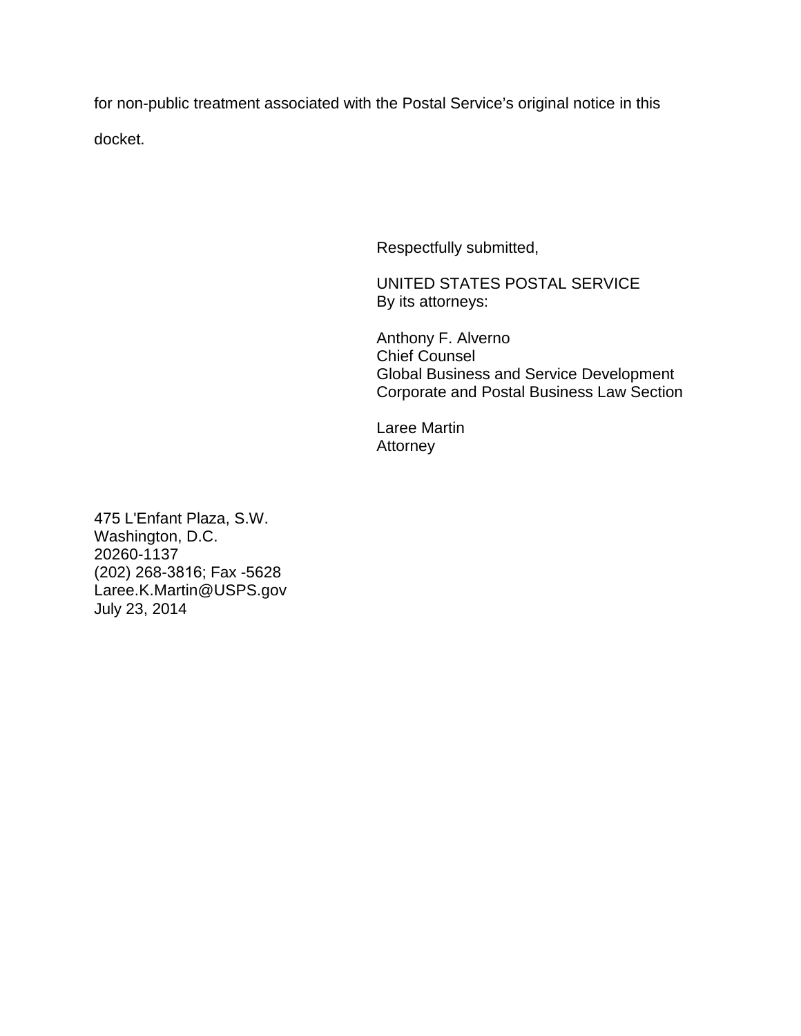for non-public treatment associated with the Postal Service's original notice in this docket.

Respectfully submitted,

UNITED STATES POSTAL SERVICE
By its attorneys:

Anthony F. Alverno
Chief Counsel
Global Business and Service Development
Corporate and Postal Business Law Section

Laree Martin
Attorney

475 L'Enfant Plaza, S.W.
Washington, D.C.
20260-1137
(202) 268-3816; Fax -5628
Laree.K.Martin@USPS.gov
July 23, 2014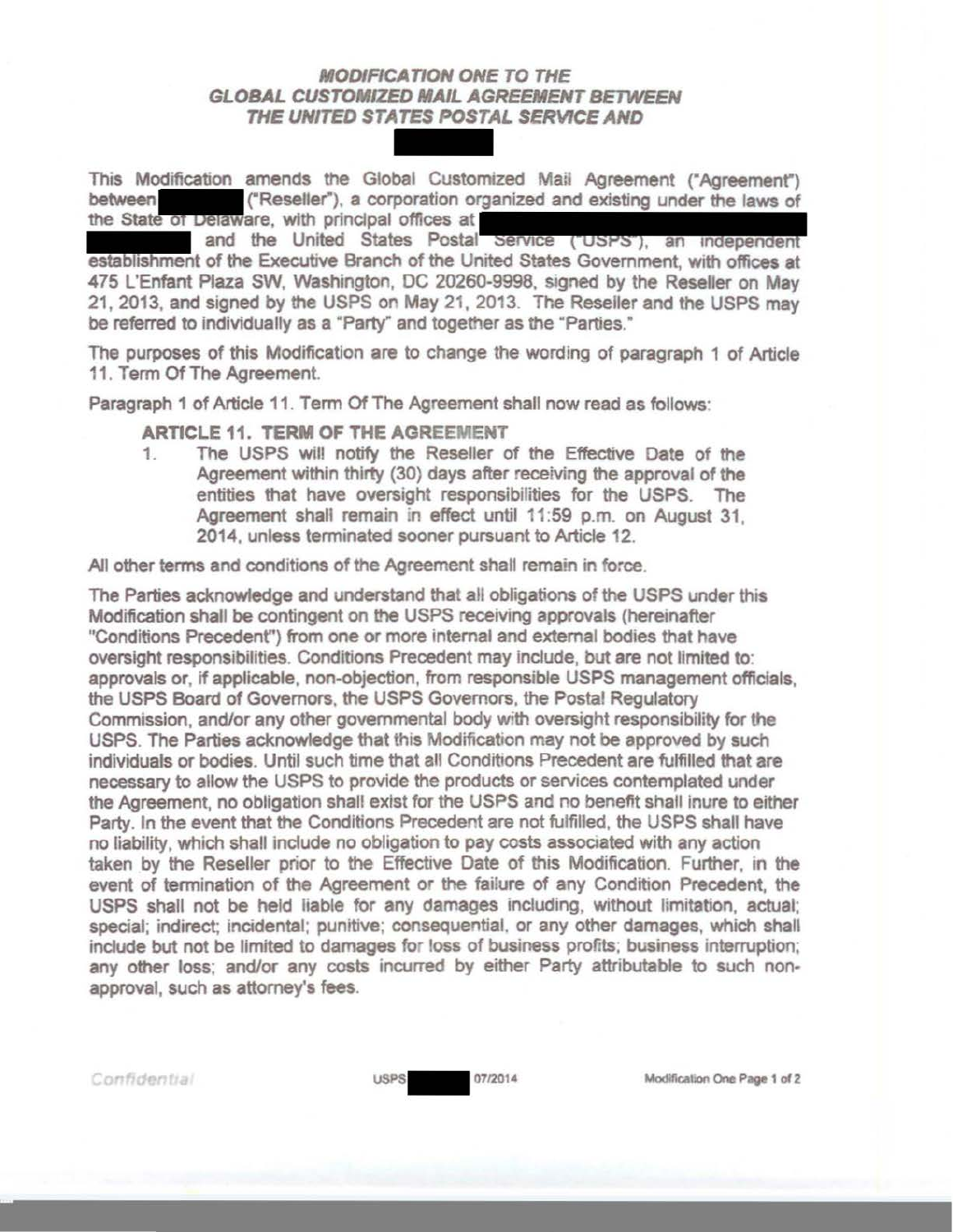***MODIFICATION ONE TO THE GLOBAL CUSTOMIZED MAIL AGREEMENT BETWEEN THE UNITED STATES POSTAL SERVICE AND***

This Modification amends the Global Customized Mail Agreement ("Agreement") between ("Reseller"), a corporation organized and existing under the laws of the State of Delaware, with principal offices at and the United States Postal Service ("USPS"), an independent establishment of the Executive Branch of the United States Government, with offices at 475 L'Enfant Plaza SW, Washington, DC 20260-9998, signed by the Reseller on May 21, 2013, and signed by the USPS on May 21, 2013. The Reseller and the USPS may be referred to individually as a "Party" and together as the "Parties."

The purposes of this Modification are to change the wording of paragraph 1 of Article 11. Term Of The Agreement.

Paragraph 1 of Article 11. Term Of The Agreement shall now read as follows:

**ARTICLE 11. TERM OF THE AGREEMENT**

1. The USPS will notify the Reseller of the Effective Date of the Agreement within thirty (30) days after receiving the approval of the entities that have oversight responsibilities for the USPS. The Agreement shall remain in effect until 11:59 p.m. on August 31, 2014, unless terminated sooner pursuant to Article 12.

All other terms and conditions of the Agreement shall remain in force.

The Parties acknowledge and understand that all obligations of the USPS under this Modification shall be contingent on the USPS receiving approvals (hereinafter "Conditions Precedent") from one or more internal and external bodies that have oversight responsibilities. Conditions Precedent may include, but are not limited to: approvals or, if applicable, non-objection, from responsible USPS management officials, the USPS Board of Governors, the USPS Governors, the Postal Regulatory Commission, and/or any other governmental body with oversight responsibility for the USPS. The Parties acknowledge that this Modification may not be approved by such individuals or bodies. Until such time that all Conditions Precedent are fulfilled that are necessary to allow the USPS to provide the products or services contemplated under the Agreement, no obligation shall exist for the USPS and no benefit shall inure to either Party. In the event that the Conditions Precedent are not fulfilled, the USPS shall have no liability, which shall include no obligation to pay costs associated with any action taken by the Reseller prior to the Effective Date of this Modification. Further, in the event of termination of the Agreement or the failure of any Condition Precedent, the USPS shall not be held liable for any damages including, without limitation, actual; special; indirect; incidental; punitive; consequential, or any other damages, which shall include but not be limited to damages for loss of business profits; business interruption; any other loss; and/or any costs incurred by either Party attributable to such non-approval, such as attorney's fees.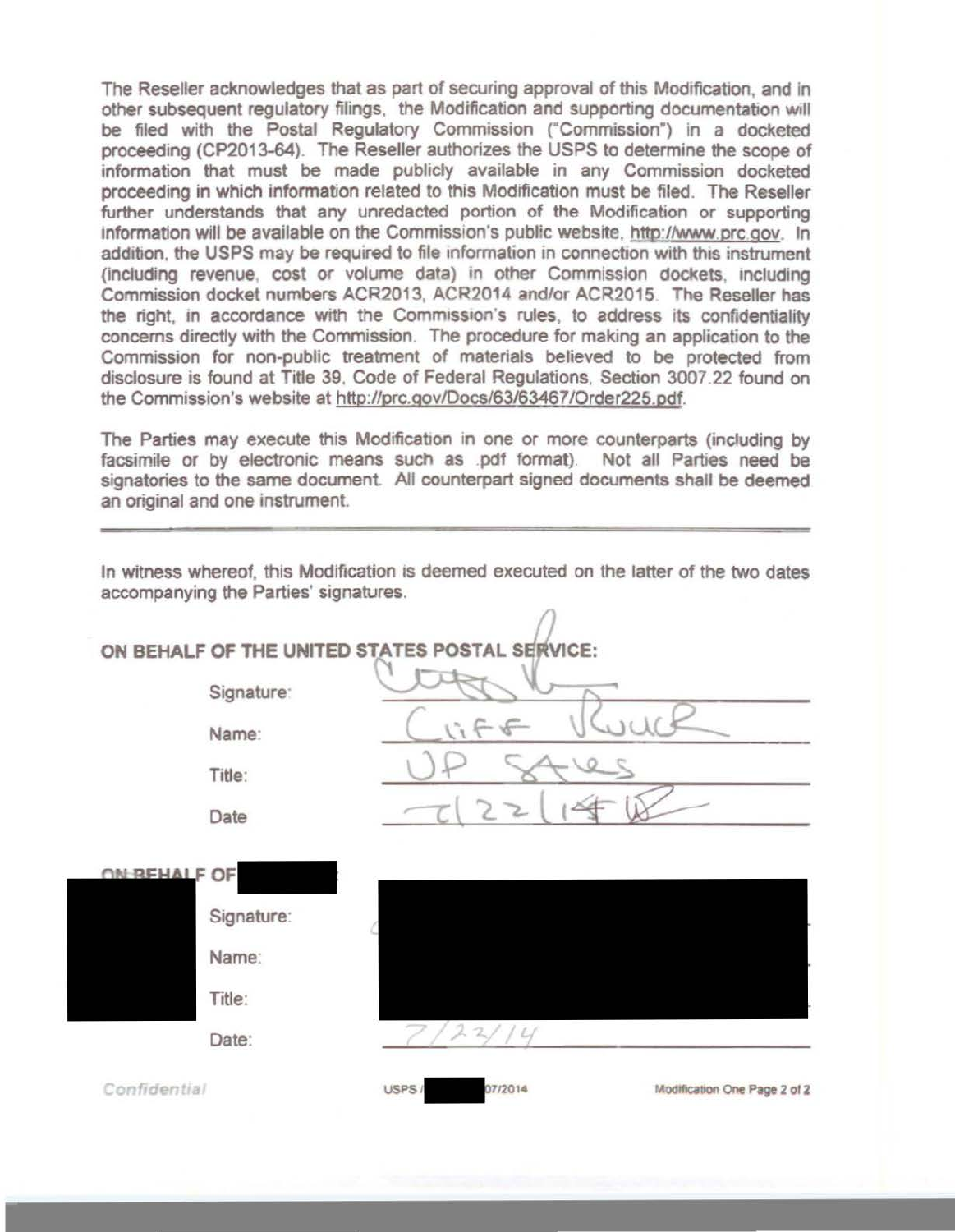The Reseller acknowledges that as part of securing approval of this Modification, and in other subsequent regulatory filings, the Modification and supporting documentation will be filed with the Postal Regulatory Commission ("Commission") in a docketed proceeding (CP2013-64). The Reseller authorizes the USPS to determine the scope of information that must be made publicly available in any Commission docketed proceeding in which information related to this Modification must be filed. The Reseller further understands that any unredacted portion of the Modification or supporting information will be available on the Commission's public website, http://www.prc.gov. In addition, the USPS may be required to file information in connection with this instrument (including revenue, cost or volume data) in other Commission dockets, including Commission docket numbers ACR2013, ACR2014 and/or ACR2015. The Reseller has the right, in accordance with the Commission's rules, to address its confidentiality concerns directly with the Commission. The procedure for making an application to the Commission for non-public treatment of materials believed to be protected from disclosure is found at Title 39, Code of Federal Regulations, Section 3007.22 found on the Commission's website at http://prc.gov/Docs/63/63467/Order225.pdf.

The Parties may execute this Modification in one or more counterparts (including by facsimile or by electronic means such as .pdf format). Not all Parties need be signatories to the same document. All counterpart signed documents shall be deemed an original and one instrument.

---

In witness whereof, this Modification is deemed executed on the latter of the two dates accompanying the Parties' signatures.

**ON BEHALF OF THE UNITED STATES POSTAL SERVICE:**

Signature: [signature]

Name: Cliff Rucker

Title: VP Sales

Date: 7/22/14

**ON BEHALF OF** [REDACTED]

Signature: [REDACTED]

Name: [REDACTED]

Title: [REDACTED]

Date: 7/23/14

Confidential USPS / [REDACTED] 07/2014 Modification One Page 2 of 2